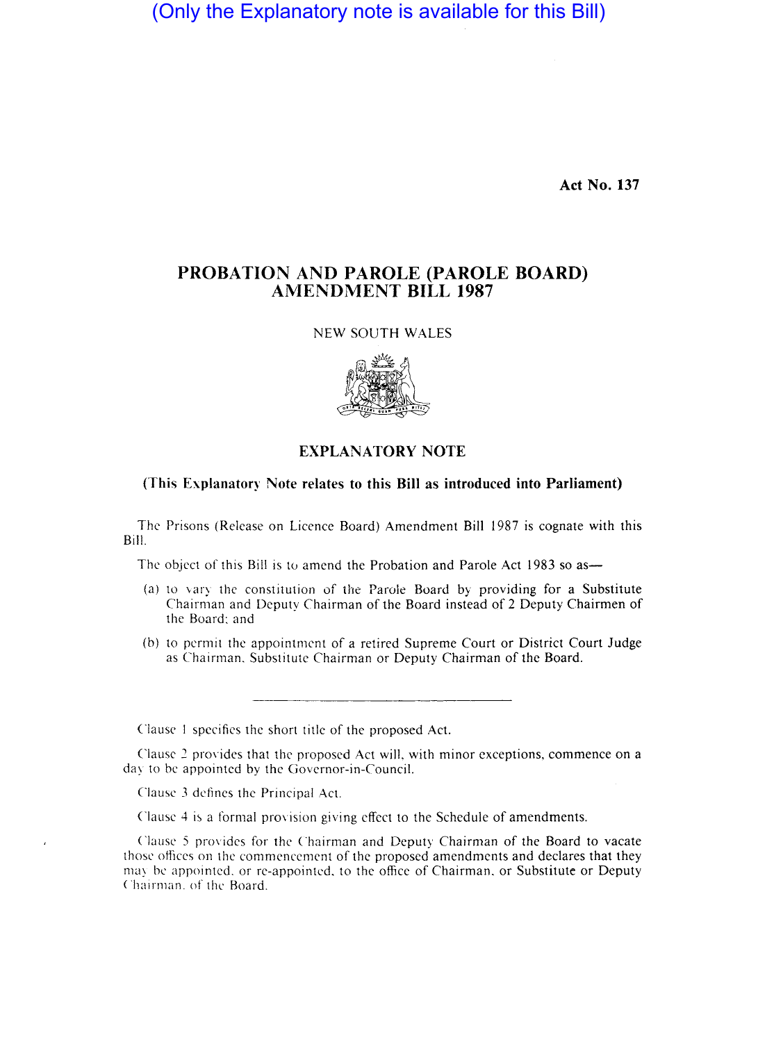(Only the Explanatory note is available for this Bill)

**Act No. 137**

# PROBATION AND PAROLE (PAROLE BOARD) AMENDMENT BILL 1987

NEW SOUTH WALES

## EXPLANATORY NOTE

### (This Explanatory Note relates to this Bill as introduced into Parliament)

The Prisons (Release on Licence Board) Amendment Bill 1987 is cognate with this Bill.

The object of this Bill is to amend the Probation and Parole Act 1983 so as—

(a) to vary the constitution of the Parole Board by providing for a Substitute Chairman and Deputy Chairman of the Board instead of 2 Deputy Chairmen of the Board; and

(b) to permit the appointment of a retired Supreme Court or District Court Judge as Chairman, Substitute Chairman or Deputy Chairman of the Board.

---

Clause 1 specifies the short title of the proposed Act.

Clause 2 provides that the proposed Act will, with minor exceptions, commence on a day to be appointed by the Governor-in-Council.

Clause 3 defines the Principal Act.

Clause 4 is a formal provision giving effect to the Schedule of amendments.

Clause 5 provides for the Chairman and Deputy Chairman of the Board to vacate those offices on the commencement of the proposed amendments and declares that they may be appointed, or re-appointed, to the office of Chairman, or Substitute or Deputy Chairman, of the Board.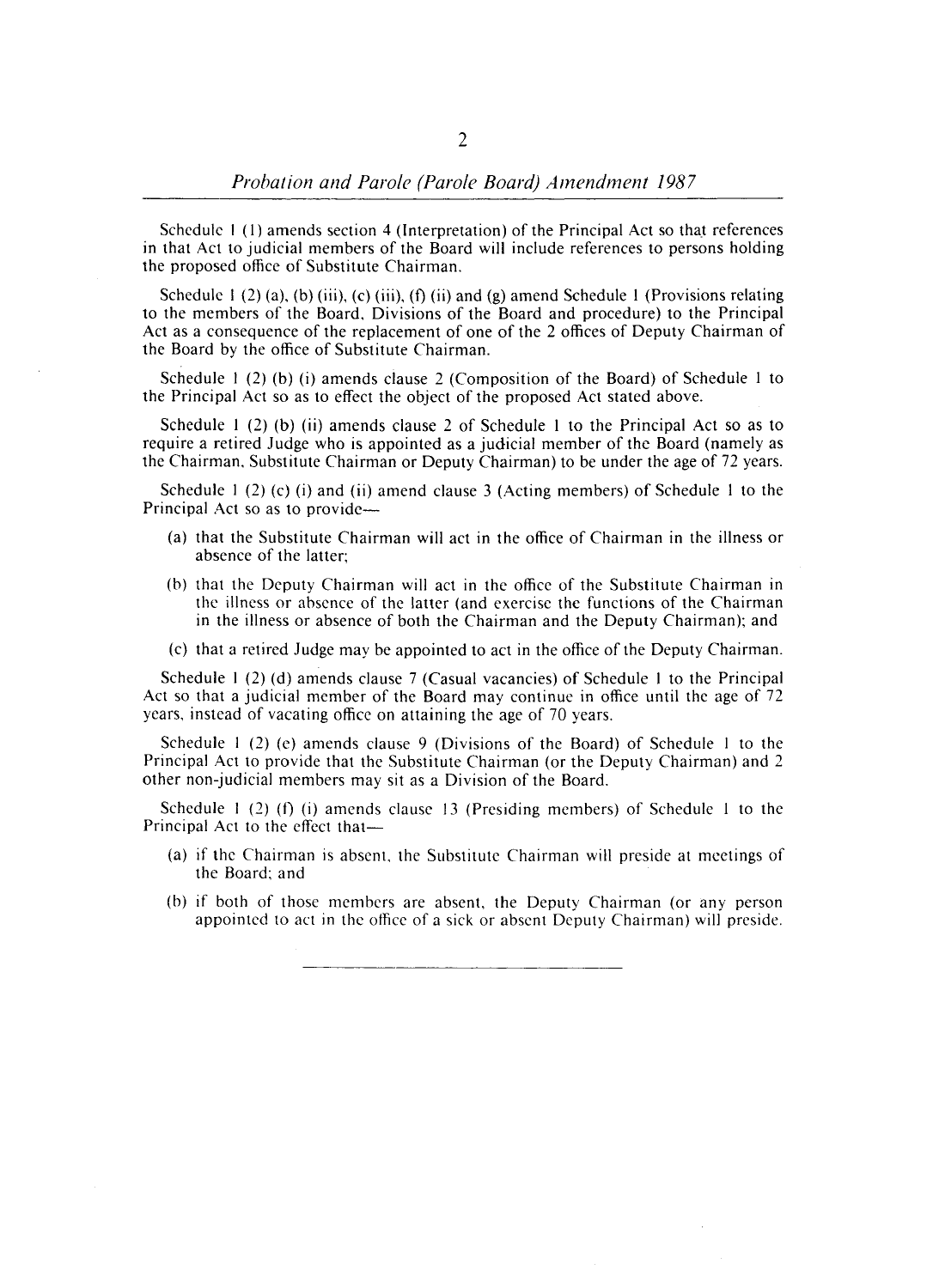Schedule 1 (1) amends section 4 (Interpretation) of the Principal Act so that references in that Act to judicial members of the Board will include references to persons holding the proposed office of Substitute Chairman.

Schedule 1 (2) (a), (b) (iii), (c) (iii), (f) (ii) and (g) amend Schedule 1 (Provisions relating to the members of the Board, Divisions of the Board and procedure) to the Principal Act as a consequence of the replacement of one of the 2 offices of Deputy Chairman of the Board by the office of Substitute Chairman.

Schedule 1 (2) (b) (i) amends clause 2 (Composition of the Board) of Schedule 1 to the Principal Act so as to effect the object of the proposed Act stated above.

Schedule 1 (2) (b) (ii) amends clause 2 of Schedule 1 to the Principal Act so as to require a retired Judge who is appointed as a judicial member of the Board (namely as the Chairman, Substitute Chairman or Deputy Chairman) to be under the age of 72 years.

Schedule 1 (2) (c) (i) and (ii) amend clause 3 (Acting members) of Schedule 1 to the Principal Act so as to provide—

(a) that the Substitute Chairman will act in the office of Chairman in the illness or absence of the latter;

(b) that the Deputy Chairman will act in the office of the Substitute Chairman in the illness or absence of the latter (and exercise the functions of the Chairman in the illness or absence of both the Chairman and the Deputy Chairman); and

(c) that a retired Judge may be appointed to act in the office of the Deputy Chairman.

Schedule 1 (2) (d) amends clause 7 (Casual vacancies) of Schedule 1 to the Principal Act so that a judicial member of the Board may continue in office until the age of 72 years, instead of vacating office on attaining the age of 70 years.

Schedule 1 (2) (e) amends clause 9 (Divisions of the Board) of Schedule 1 to the Principal Act to provide that the Substitute Chairman (or the Deputy Chairman) and 2 other non-judicial members may sit as a Division of the Board.

Schedule 1 (2) (f) (i) amends clause 13 (Presiding members) of Schedule 1 to the Principal Act to the effect that—

(a) if the Chairman is absent, the Substitute Chairman will preside at meetings of the Board; and

(b) if both of those members are absent, the Deputy Chairman (or any person appointed to act in the office of a sick or absent Deputy Chairman) will preside.